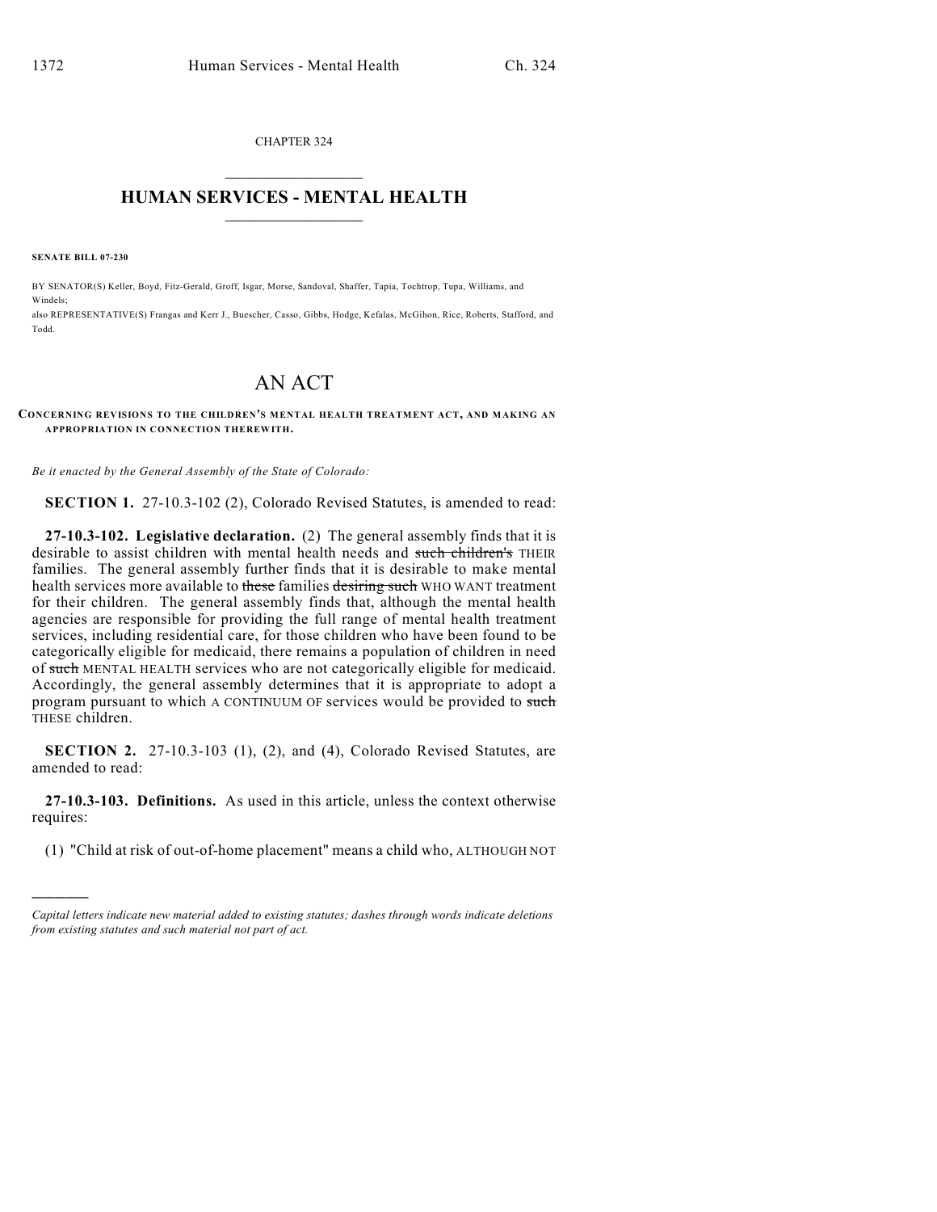CHAPTER 324

# HUMAN SERVICES - MENTAL HEALTH

**SENATE BILL 07-230**

BY SENATOR(S) Keller, Boyd, Fitz-Gerald, Groff, Isgar, Morse, Sandoval, Shaffer, Tapia, Tochtrop, Tupa, Williams, and Windels;
also REPRESENTATIVE(S) Frangas and Kerr J., Buescher, Casso, Gibbs, Hodge, Kefalas, McGihon, Rice, Roberts, Stafford, and Todd.

# AN ACT

**CONCERNING REVISIONS TO THE CHILDREN'S MENTAL HEALTH TREATMENT ACT, AND MAKING AN APPROPRIATION IN CONNECTION THEREWITH.**

*Be it enacted by the General Assembly of the State of Colorado:*

**SECTION 1.** 27-10.3-102 (2), Colorado Revised Statutes, is amended to read:

**27-10.3-102. Legislative declaration.** (2) The general assembly finds that it is desirable to assist children with mental health needs and ~~such children's~~ THEIR families. The general assembly further finds that it is desirable to make mental health services more available to ~~these~~ families ~~desiring such~~ WHO WANT treatment for their children. The general assembly finds that, although the mental health agencies are responsible for providing the full range of mental health treatment services, including residential care, for those children who have been found to be categorically eligible for medicaid, there remains a population of children in need of ~~such~~ MENTAL HEALTH services who are not categorically eligible for medicaid. Accordingly, the general assembly determines that it is appropriate to adopt a program pursuant to which A CONTINUUM OF services would be provided to ~~such~~ THESE children.

**SECTION 2.** 27-10.3-103 (1), (2), and (4), Colorado Revised Statutes, are amended to read:

**27-10.3-103. Definitions.** As used in this article, unless the context otherwise requires:

(1) "Child at risk of out-of-home placement" means a child who, ALTHOUGH NOT

---

*Capital letters indicate new material added to existing statutes; dashes through words indicate deletions from existing statutes and such material not part of act.*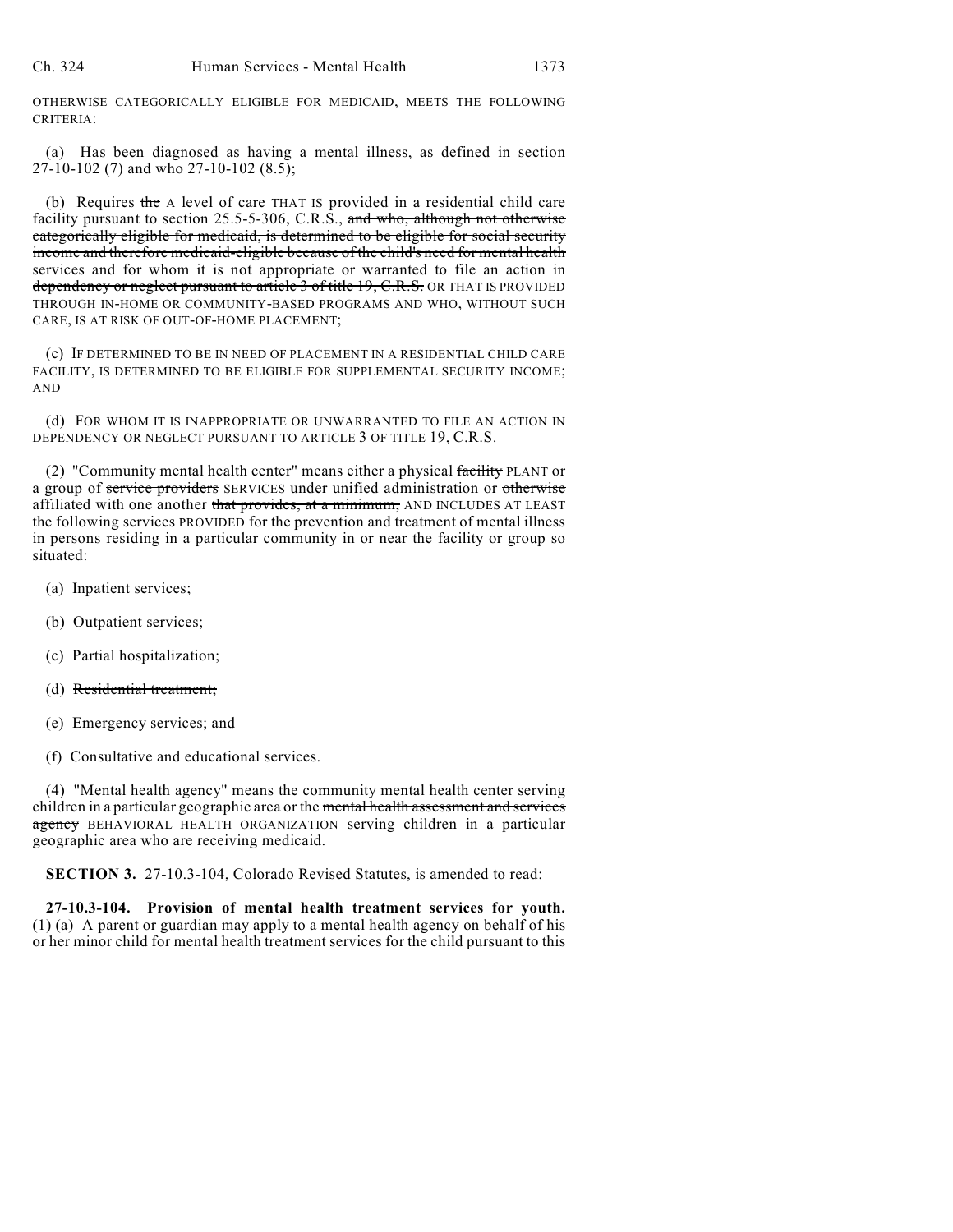OTHERWISE CATEGORICALLY ELIGIBLE FOR MEDICAID, MEETS THE FOLLOWING CRITERIA:

(a) Has been diagnosed as having a mental illness, as defined in section ~~27-10-102 (7) and who~~ 27-10-102 (8.5);

(b) Requires ~~the~~ A level of care THAT IS provided in a residential child care facility pursuant to section 25.5-5-306, C.R.S., ~~and who, although not otherwise categorically eligible for medicaid, is determined to be eligible for social security income and therefore medicaid-eligible because of the child's need for mental health services and for whom it is not appropriate or warranted to file an action in dependency or neglect pursuant to article 3 of title 19, C.R.S.~~ OR THAT IS PROVIDED THROUGH IN-HOME OR COMMUNITY-BASED PROGRAMS AND WHO, WITHOUT SUCH CARE, IS AT RISK OF OUT-OF-HOME PLACEMENT;

(c) IF DETERMINED TO BE IN NEED OF PLACEMENT IN A RESIDENTIAL CHILD CARE FACILITY, IS DETERMINED TO BE ELIGIBLE FOR SUPPLEMENTAL SECURITY INCOME; AND

(d) FOR WHOM IT IS INAPPROPRIATE OR UNWARRANTED TO FILE AN ACTION IN DEPENDENCY OR NEGLECT PURSUANT TO ARTICLE 3 OF TITLE 19, C.R.S.

(2) "Community mental health center" means either a physical ~~facility~~ PLANT or a group of ~~service providers~~ SERVICES under unified administration or ~~otherwise~~ affiliated with one another ~~that provides, at a minimum,~~ AND INCLUDES AT LEAST the following services PROVIDED for the prevention and treatment of mental illness in persons residing in a particular community in or near the facility or group so situated:

(a) Inpatient services;

(b) Outpatient services;

(c) Partial hospitalization;

(d) ~~Residential treatment;~~

(e) Emergency services; and

(f) Consultative and educational services.

(4) "Mental health agency" means the community mental health center serving children in a particular geographic area or the ~~mental health assessment and services agency~~ BEHAVIORAL HEALTH ORGANIZATION serving children in a particular geographic area who are receiving medicaid.

**SECTION 3.** 27-10.3-104, Colorado Revised Statutes, is amended to read:

**27-10.3-104. Provision of mental health treatment services for youth.** (1) (a) A parent or guardian may apply to a mental health agency on behalf of his or her minor child for mental health treatment services for the child pursuant to this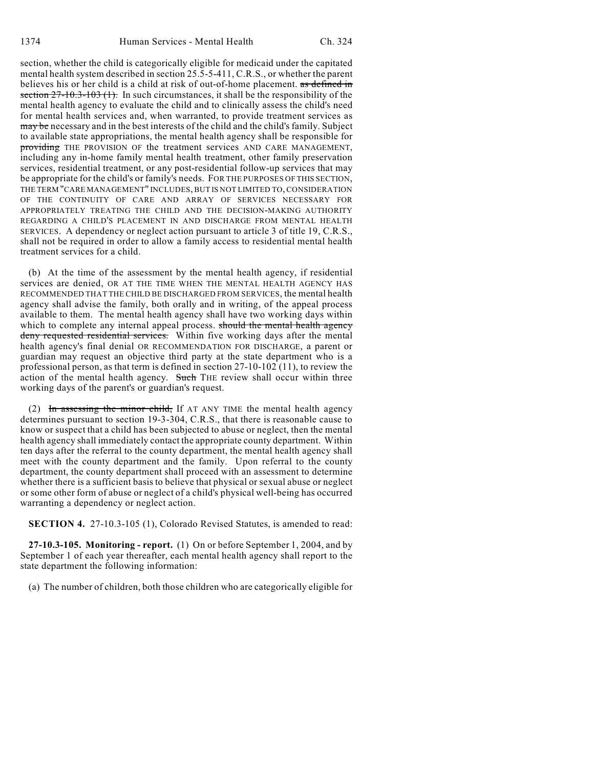section, whether the child is categorically eligible for medicaid under the capitated mental health system described in section 25.5-5-411, C.R.S., or whether the parent believes his or her child is a child at risk of out-of-home placement. ~~as defined in section 27-10.3-103 (1).~~ In such circumstances, it shall be the responsibility of the mental health agency to evaluate the child and to clinically assess the child's need for mental health services and, when warranted, to provide treatment services as ~~may be~~ necessary and in the best interests of the child and the child's family. Subject to available state appropriations, the mental health agency shall be responsible for ~~providing~~ THE PROVISION OF the treatment services AND CARE MANAGEMENT, including any in-home family mental health treatment, other family preservation services, residential treatment, or any post-residential follow-up services that may be appropriate for the child's or family's needs. FOR THE PURPOSES OF THIS SECTION, THE TERM "CARE MANAGEMENT" INCLUDES, BUT IS NOT LIMITED TO, CONSIDERATION OF THE CONTINUITY OF CARE AND ARRAY OF SERVICES NECESSARY FOR APPROPRIATELY TREATING THE CHILD AND THE DECISION-MAKING AUTHORITY REGARDING A CHILD'S PLACEMENT IN AND DISCHARGE FROM MENTAL HEALTH SERVICES. A dependency or neglect action pursuant to article 3 of title 19, C.R.S., shall not be required in order to allow a family access to residential mental health treatment services for a child.

(b) At the time of the assessment by the mental health agency, if residential services are denied, OR AT THE TIME WHEN THE MENTAL HEALTH AGENCY HAS RECOMMENDED THAT THE CHILD BE DISCHARGED FROM SERVICES, the mental health agency shall advise the family, both orally and in writing, of the appeal process available to them. The mental health agency shall have two working days within which to complete any internal appeal process. ~~should the mental health agency deny requested residential services.~~ Within five working days after the mental health agency's final denial OR RECOMMENDATION FOR DISCHARGE, a parent or guardian may request an objective third party at the state department who is a professional person, as that term is defined in section 27-10-102 (11), to review the action of the mental health agency. ~~Such~~ THE review shall occur within three working days of the parent's or guardian's request.

(2) ~~In assessing the minor child,~~ If AT ANY TIME the mental health agency determines pursuant to section 19-3-304, C.R.S., that there is reasonable cause to know or suspect that a child has been subjected to abuse or neglect, then the mental health agency shall immediately contact the appropriate county department. Within ten days after the referral to the county department, the mental health agency shall meet with the county department and the family. Upon referral to the county department, the county department shall proceed with an assessment to determine whether there is a sufficient basis to believe that physical or sexual abuse or neglect or some other form of abuse or neglect of a child's physical well-being has occurred warranting a dependency or neglect action.

**SECTION 4.** 27-10.3-105 (1), Colorado Revised Statutes, is amended to read:

**27-10.3-105. Monitoring - report.** (1) On or before September 1, 2004, and by September 1 of each year thereafter, each mental health agency shall report to the state department the following information:

(a) The number of children, both those children who are categorically eligible for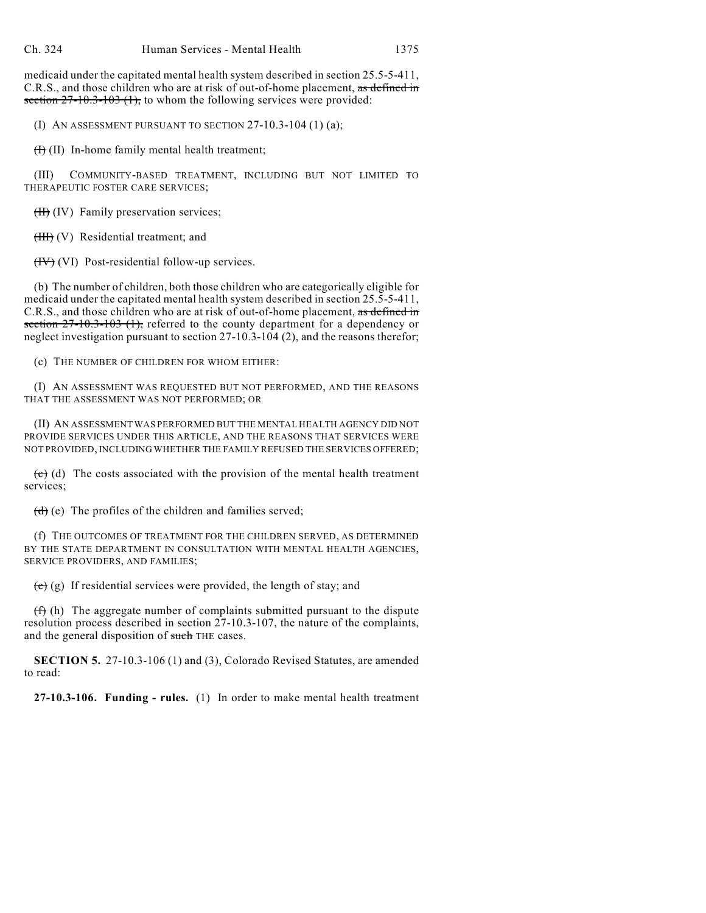medicaid under the capitated mental health system described in section 25.5-5-411, C.R.S., and those children who are at risk of out-of-home placement, ~~as defined in section 27-10.3-103 (1),~~ to whom the following services were provided:

(I) AN ASSESSMENT PURSUANT TO SECTION 27-10.3-104 (1) (a);

~~(I)~~ (II) In-home family mental health treatment;

(III) COMMUNITY-BASED TREATMENT, INCLUDING BUT NOT LIMITED TO THERAPEUTIC FOSTER CARE SERVICES;

~~(II)~~ (IV) Family preservation services;

~~(III)~~ (V) Residential treatment; and

~~(IV)~~ (VI) Post-residential follow-up services.

(b) The number of children, both those children who are categorically eligible for medicaid under the capitated mental health system described in section 25.5-5-411, C.R.S., and those children who are at risk of out-of-home placement, ~~as defined in section 27-10.3-103 (1),~~ referred to the county department for a dependency or neglect investigation pursuant to section 27-10.3-104 (2), and the reasons therefor;

(c) THE NUMBER OF CHILDREN FOR WHOM EITHER:

(I) AN ASSESSMENT WAS REQUESTED BUT NOT PERFORMED, AND THE REASONS THAT THE ASSESSMENT WAS NOT PERFORMED; OR

(II) AN ASSESSMENT WAS PERFORMED BUT THE MENTAL HEALTH AGENCY DID NOT PROVIDE SERVICES UNDER THIS ARTICLE, AND THE REASONS THAT SERVICES WERE NOT PROVIDED, INCLUDING WHETHER THE FAMILY REFUSED THE SERVICES OFFERED;

~~(c)~~ (d) The costs associated with the provision of the mental health treatment services;

~~(d)~~ (e) The profiles of the children and families served;

(f) THE OUTCOMES OF TREATMENT FOR THE CHILDREN SERVED, AS DETERMINED BY THE STATE DEPARTMENT IN CONSULTATION WITH MENTAL HEALTH AGENCIES, SERVICE PROVIDERS, AND FAMILIES;

~~(e)~~ (g) If residential services were provided, the length of stay; and

~~(f)~~ (h) The aggregate number of complaints submitted pursuant to the dispute resolution process described in section 27-10.3-107, the nature of the complaints, and the general disposition of ~~such~~ THE cases.

**SECTION 5.** 27-10.3-106 (1) and (3), Colorado Revised Statutes, are amended to read:

**27-10.3-106. Funding - rules.** (1) In order to make mental health treatment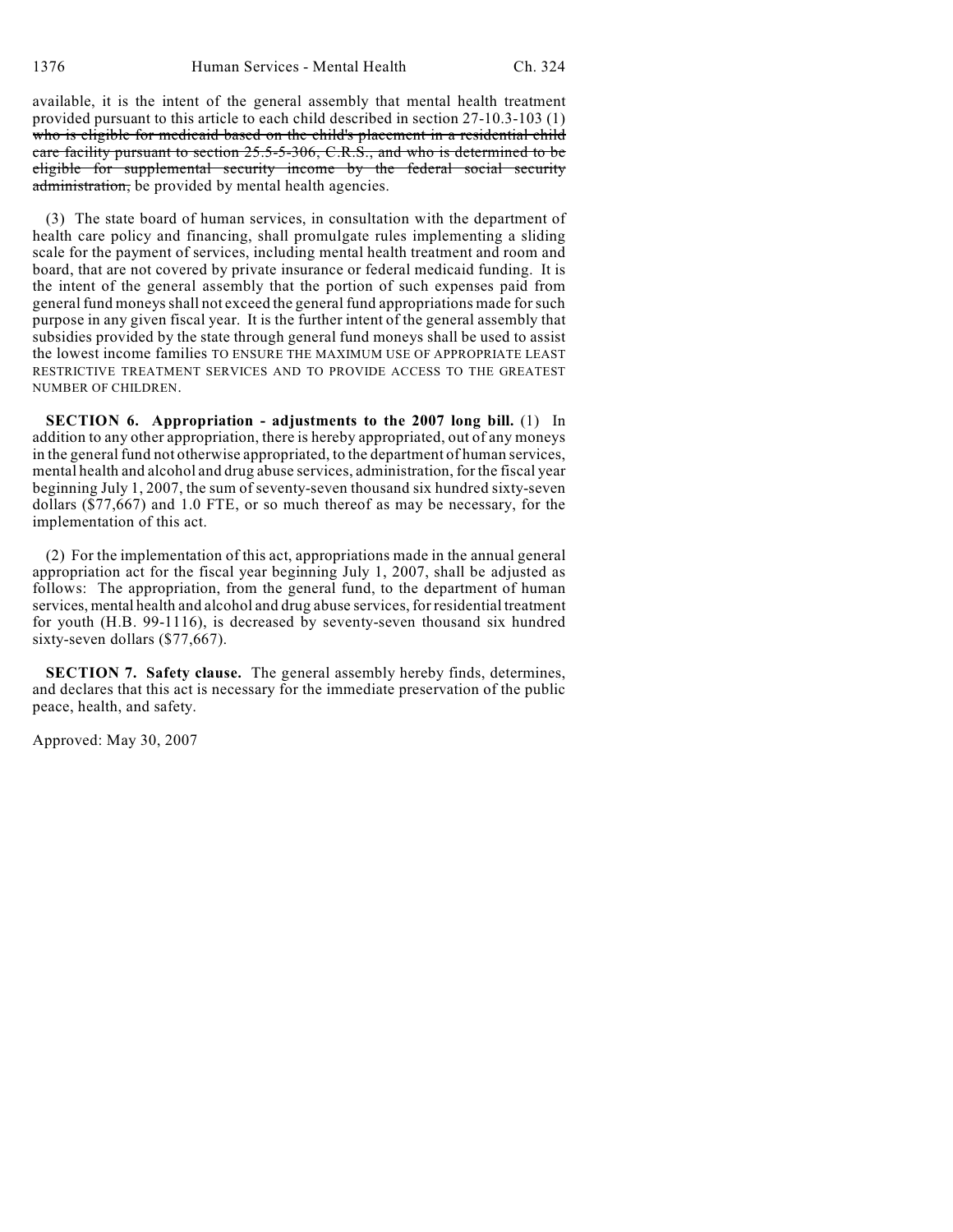available, it is the intent of the general assembly that mental health treatment provided pursuant to this article to each child described in section 27-10.3-103 (1) ~~who is eligible for medicaid based on the child's placement in a residential child care facility pursuant to section 25.5-5-306, C.R.S., and who is determined to be eligible for supplemental security income by the federal social security administration,~~ be provided by mental health agencies.

(3) The state board of human services, in consultation with the department of health care policy and financing, shall promulgate rules implementing a sliding scale for the payment of services, including mental health treatment and room and board, that are not covered by private insurance or federal medicaid funding. It is the intent of the general assembly that the portion of such expenses paid from general fund moneys shall not exceed the general fund appropriations made for such purpose in any given fiscal year. It is the further intent of the general assembly that subsidies provided by the state through general fund moneys shall be used to assist the lowest income families TO ENSURE THE MAXIMUM USE OF APPROPRIATE LEAST RESTRICTIVE TREATMENT SERVICES AND TO PROVIDE ACCESS TO THE GREATEST NUMBER OF CHILDREN.

**SECTION 6. Appropriation - adjustments to the 2007 long bill.** (1) In addition to any other appropriation, there is hereby appropriated, out of any moneys in the general fund not otherwise appropriated, to the department of human services, mental health and alcohol and drug abuse services, administration, for the fiscal year beginning July 1, 2007, the sum of seventy-seven thousand six hundred sixty-seven dollars ($77,667) and 1.0 FTE, or so much thereof as may be necessary, for the implementation of this act.

(2) For the implementation of this act, appropriations made in the annual general appropriation act for the fiscal year beginning July 1, 2007, shall be adjusted as follows: The appropriation, from the general fund, to the department of human services, mental health and alcohol and drug abuse services, for residential treatment for youth (H.B. 99-1116), is decreased by seventy-seven thousand six hundred sixty-seven dollars ($77,667).

**SECTION 7. Safety clause.** The general assembly hereby finds, determines, and declares that this act is necessary for the immediate preservation of the public peace, health, and safety.

Approved: May 30, 2007